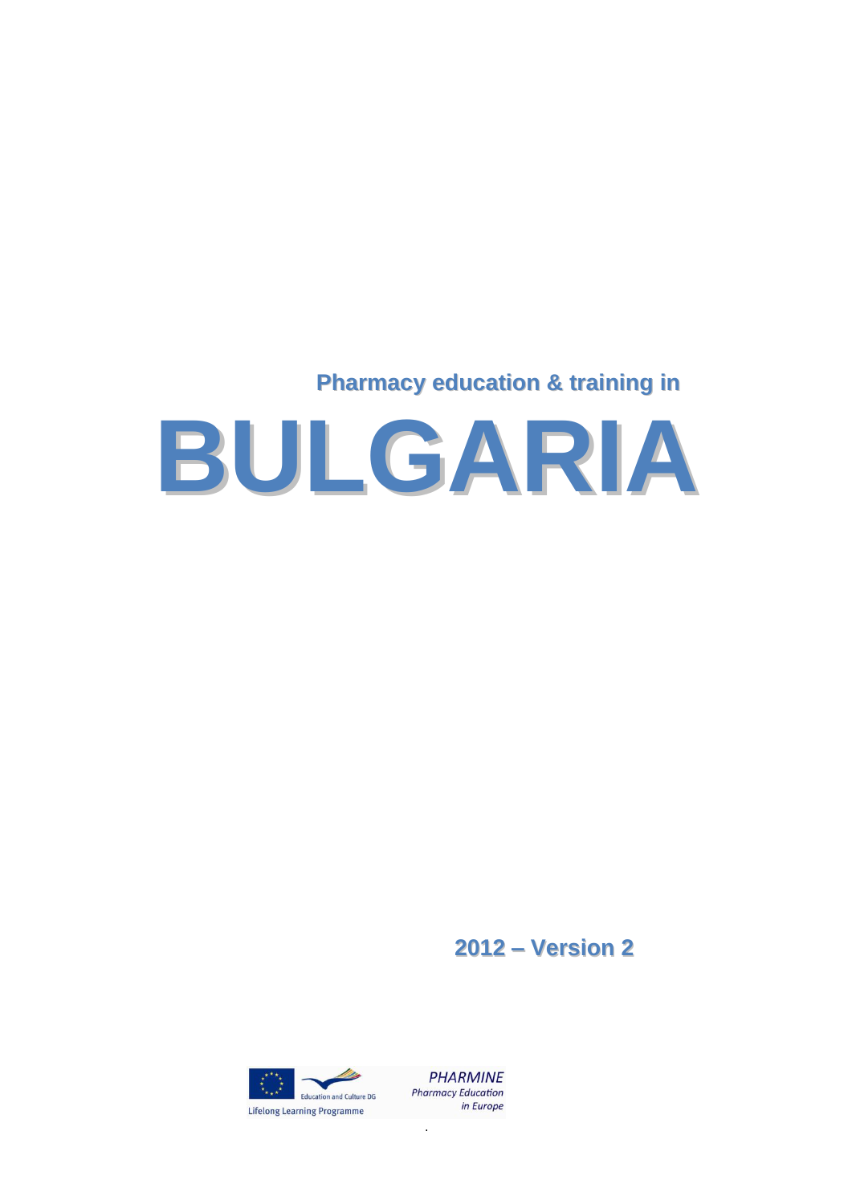Pharmacy education & training in

# BULGARIA

2012 – Version 2

Education and Culture DG

Lifelong Learning Programme

*PHARMINE*
*Pharmacy Education in Europe*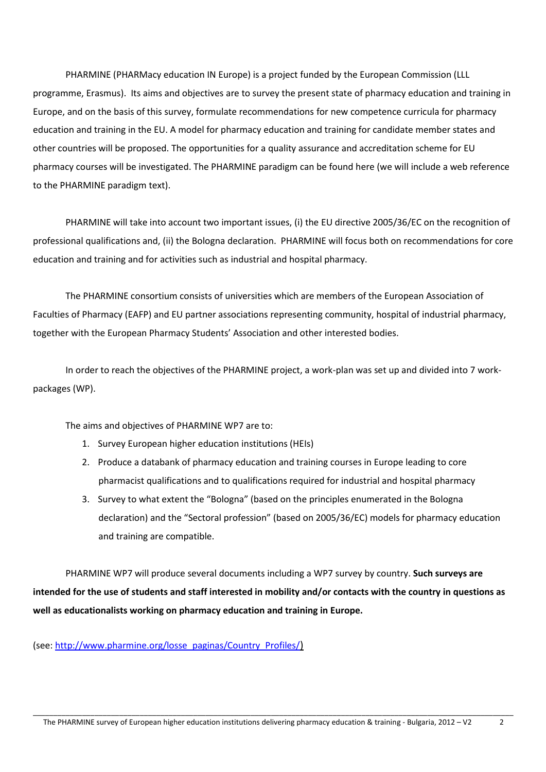PHARMINE (PHARMacy education IN Europe) is a project funded by the European Commission (LLL programme, Erasmus). Its aims and objectives are to survey the present state of pharmacy education and training in Europe, and on the basis of this survey, formulate recommendations for new competence curricula for pharmacy education and training in the EU. A model for pharmacy education and training for candidate member states and other countries will be proposed. The opportunities for a quality assurance and accreditation scheme for EU pharmacy courses will be investigated. The PHARMINE paradigm can be found here (we will include a web reference to the PHARMINE paradigm text).

PHARMINE will take into account two important issues, (i) the EU directive 2005/36/EC on the recognition of professional qualifications and, (ii) the Bologna declaration. PHARMINE will focus both on recommendations for core education and training and for activities such as industrial and hospital pharmacy.

The PHARMINE consortium consists of universities which are members of the European Association of Faculties of Pharmacy (EAFP) and EU partner associations representing community, hospital of industrial pharmacy, together with the European Pharmacy Students' Association and other interested bodies.

In order to reach the objectives of the PHARMINE project, a work-plan was set up and divided into 7 work-packages (WP).

The aims and objectives of PHARMINE WP7 are to:

1. Survey European higher education institutions (HEIs)
2. Produce a databank of pharmacy education and training courses in Europe leading to core pharmacist qualifications and to qualifications required for industrial and hospital pharmacy
3. Survey to what extent the "Bologna" (based on the principles enumerated in the Bologna declaration) and the "Sectoral profession" (based on 2005/36/EC) models for pharmacy education and training are compatible.

PHARMINE WP7 will produce several documents including a WP7 survey by country. **Such surveys are intended for the use of students and staff interested in mobility and/or contacts with the country in questions as well as educationalists working on pharmacy education and training in Europe.**

(see: http://www.pharmine.org/losse_paginas/Country_Profiles/)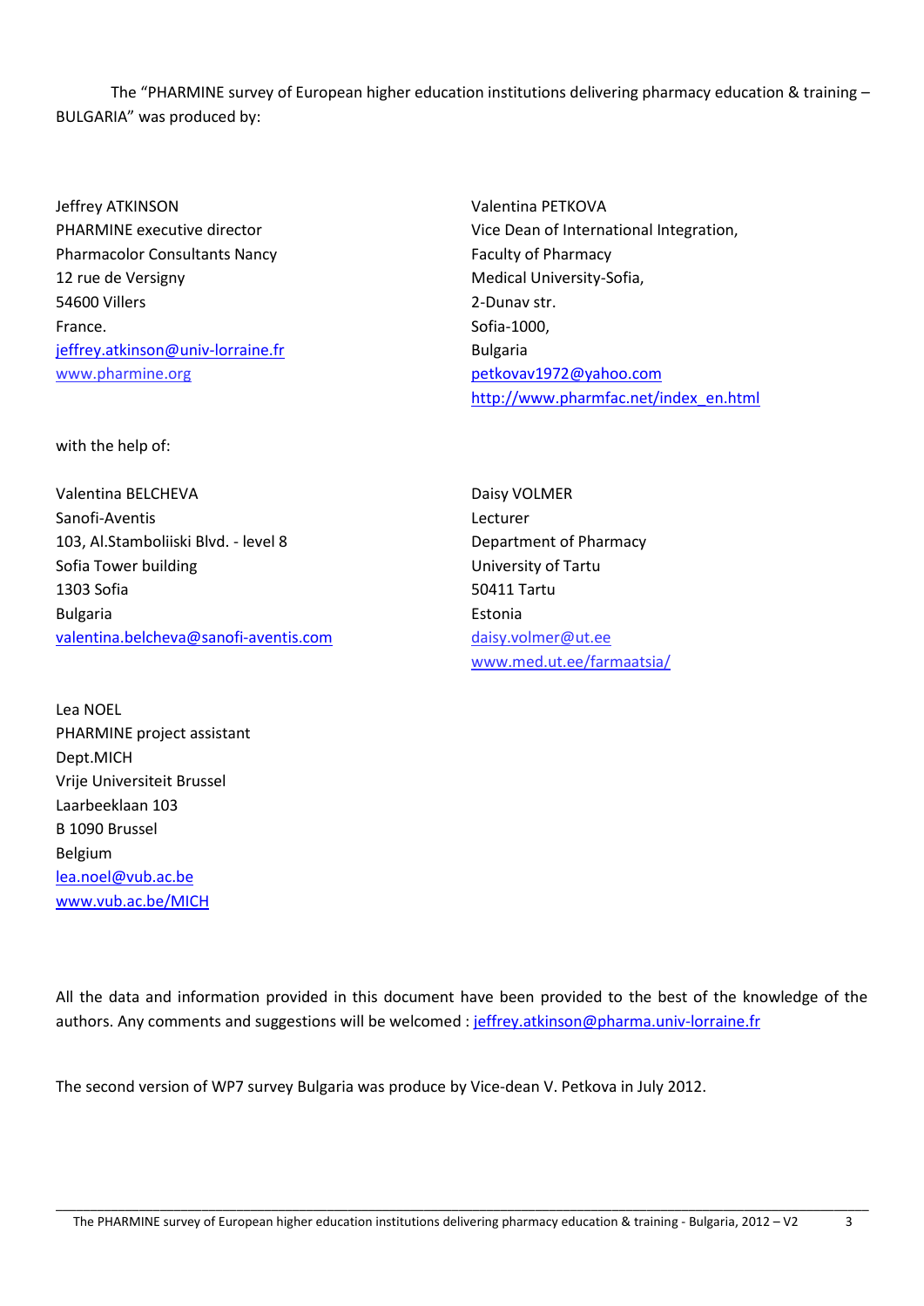The “PHARMINE survey of European higher education institutions delivering pharmacy education & training – BULGARIA” was produced by:

Jeffrey ATKINSON
PHARMINE executive director
Pharmacolor Consultants Nancy
12 rue de Versigny
54600 Villers
France.
jeffrey.atkinson@univ-lorraine.fr
www.pharmine.org

Valentina PETKOVA
Vice Dean of International Integration,
Faculty of Pharmacy
Medical University-Sofia,
2-Dunav str.
Sofia-1000,
Bulgaria
petkovav1972@yahoo.com
http://www.pharmfac.net/index_en.html

with the help of:

Valentina BELCHEVA
Sanofi-Aventis
103, Al.Stamboliiski Blvd. - level 8
Sofia Tower building
1303 Sofia
Bulgaria
valentina.belcheva@sanofi-aventis.com

Daisy VOLMER
Lecturer
Department of Pharmacy
University of Tartu
50411 Tartu
Estonia
daisy.volmer@ut.ee
www.med.ut.ee/farmaatsia/

Lea NOEL
PHARMINE project assistant
Dept.MICH
Vrije Universiteit Brussel
Laarbeeklaan 103
B 1090 Brussel
Belgium
lea.noel@vub.ac.be
www.vub.ac.be/MICH

All the data and information provided in this document have been provided to the best of the knowledge of the authors. Any comments and suggestions will be welcomed : jeffrey.atkinson@pharma.univ-lorraine.fr

The second version of WP7 survey Bulgaria was produce by Vice-dean V. Petkova in July 2012.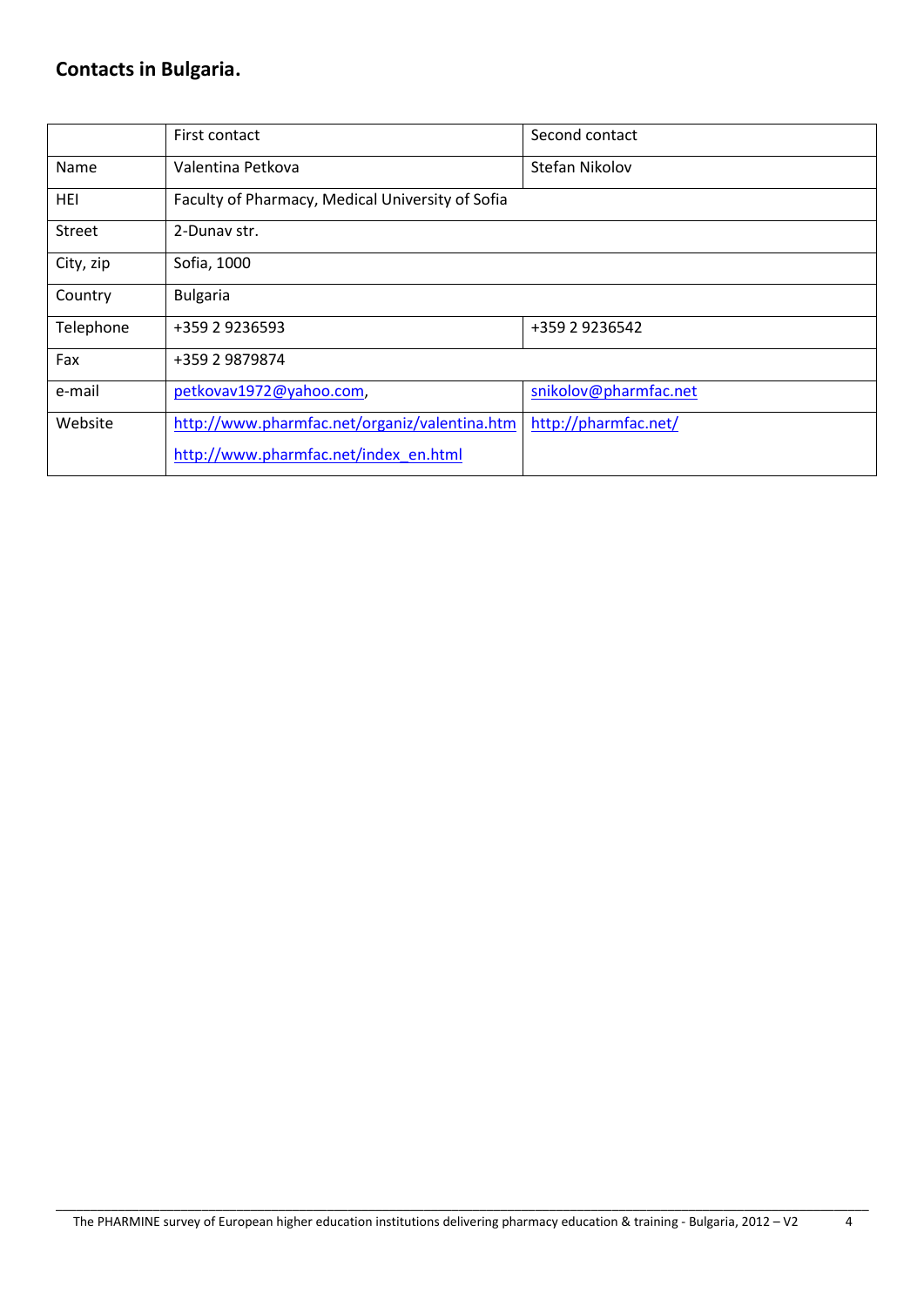## Contacts in Bulgaria.

| | First contact | Second contact |
|---|---|---|
| Name | Valentina Petkova | Stefan Nikolov |
| HEI | Faculty of Pharmacy, Medical University of Sofia | |
| Street | 2-Dunav str. | |
| City, zip | Sofia, 1000 | |
| Country | Bulgaria | |
| Telephone | +359 2 9236593 | +359 2 9236542 |
| Fax | +359 2 9879874 | |
| e-mail | petkovav1972@yahoo.com, | snikolov@pharmfac.net |
| Website | http://www.pharmfac.net/organiz/valentina.htm http://www.pharmfac.net/index_en.html | http://pharmfac.net/ |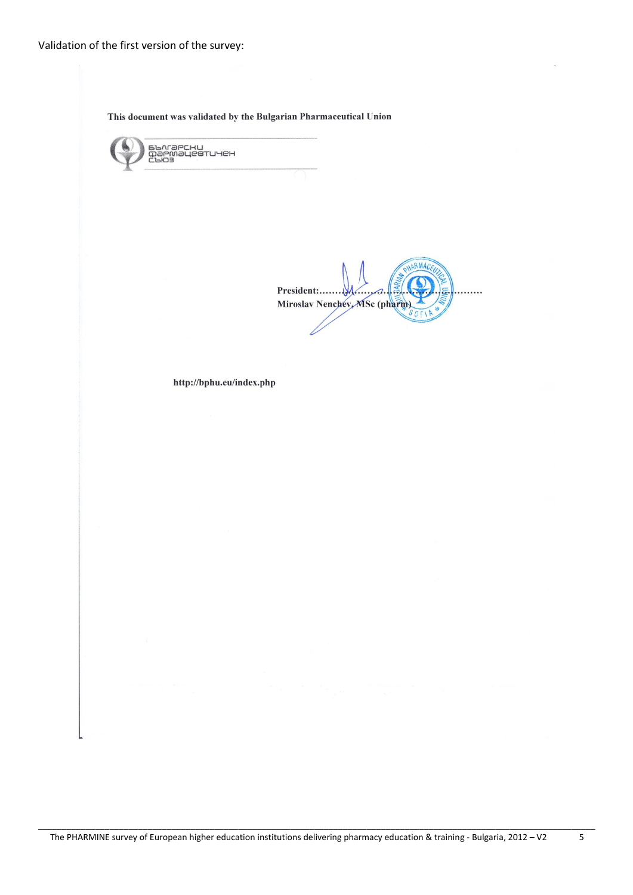Validation of the first version of the survey:

**This document was validated by the Bulgarian Pharmaceutical Union**

БЪЛГАРСКИ ФАРМАЦЕВТИЧЕН СЪЮЗ

**President:.................................................**
**Miroslav Nenchev, MSc (pharm)**

**http://bphu.eu/index.php**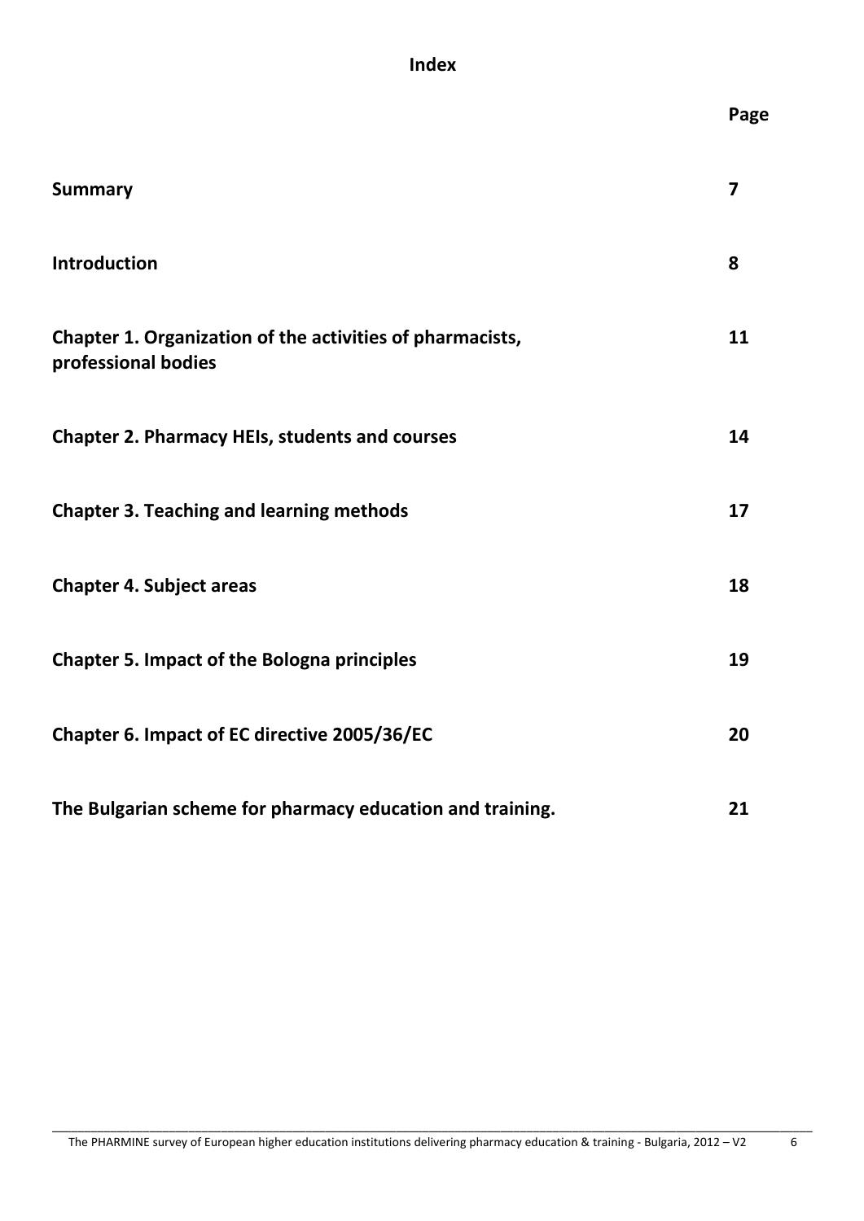# Index

| | Page |
|---|---|
| **Summary** | **7** |
| **Introduction** | **8** |
| **Chapter 1. Organization of the activities of pharmacists, professional bodies** | **11** |
| **Chapter 2. Pharmacy HEIs, students and courses** | **14** |
| **Chapter 3. Teaching and learning methods** | **17** |
| **Chapter 4. Subject areas** | **18** |
| **Chapter 5. Impact of the Bologna principles** | **19** |
| **Chapter 6. Impact of EC directive 2005/36/EC** | **20** |
| **The Bulgarian scheme for pharmacy education and training.** | **21** |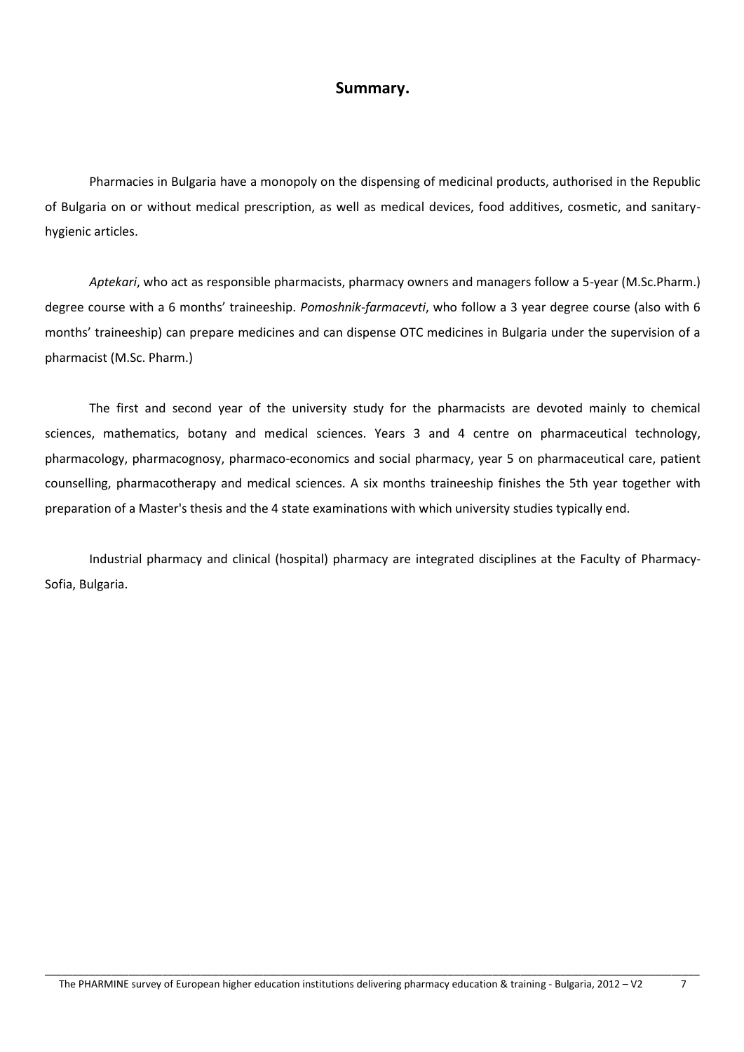## Summary.

Pharmacies in Bulgaria have a monopoly on the dispensing of medicinal products, authorised in the Republic of Bulgaria on or without medical prescription, as well as medical devices, food additives, cosmetic, and sanitary-hygienic articles.

*Aptekari*, who act as responsible pharmacists, pharmacy owners and managers follow a 5-year (M.Sc.Pharm.) degree course with a 6 months' traineeship. *Pomoshnik-farmacevti*, who follow a 3 year degree course (also with 6 months' traineeship) can prepare medicines and can dispense OTC medicines in Bulgaria under the supervision of a pharmacist (M.Sc. Pharm.)

The first and second year of the university study for the pharmacists are devoted mainly to chemical sciences, mathematics, botany and medical sciences. Years 3 and 4 centre on pharmaceutical technology, pharmacology, pharmacognosy, pharmaco-economics and social pharmacy, year 5 on pharmaceutical care, patient counselling, pharmacotherapy and medical sciences. A six months traineeship finishes the 5th year together with preparation of a Master's thesis and the 4 state examinations with which university studies typically end.

Industrial pharmacy and clinical (hospital) pharmacy are integrated disciplines at the Faculty of Pharmacy-Sofia, Bulgaria.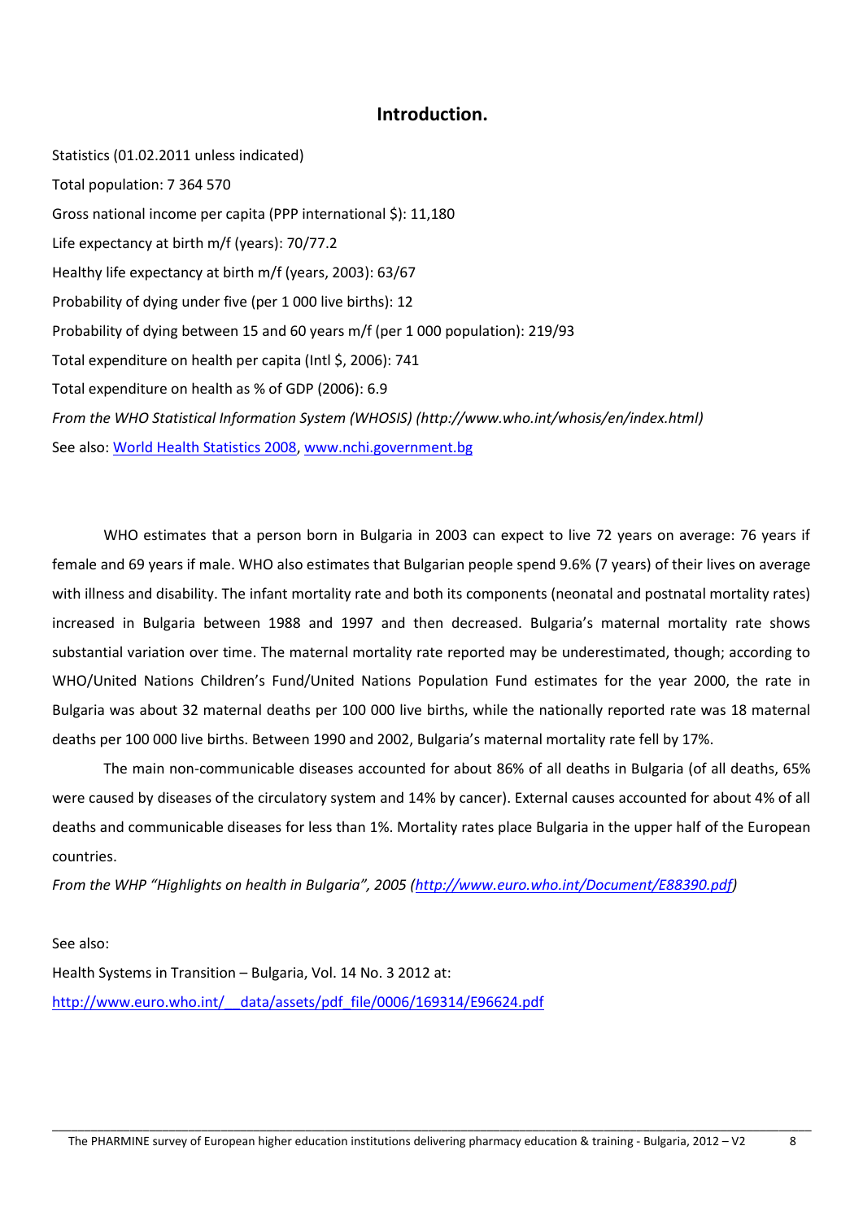# Introduction.

Statistics (01.02.2011 unless indicated)

Total population: 7 364 570

Gross national income per capita (PPP international $): 11,180

Life expectancy at birth m/f (years): 70/77.2

Healthy life expectancy at birth m/f (years, 2003): 63/67

Probability of dying under five (per 1 000 live births): 12

Probability of dying between 15 and 60 years m/f (per 1 000 population): 219/93

Total expenditure on health per capita (Intl $, 2006): 741

Total expenditure on health as % of GDP (2006): 6.9

*From the WHO Statistical Information System (WHOSIS) (http://www.who.int/whosis/en/index.html)*

See also: [World Health Statistics 2008](World Health Statistics 2008), [www.nchi.government.bg](www.nchi.government.bg)

WHO estimates that a person born in Bulgaria in 2003 can expect to live 72 years on average: 76 years if female and 69 years if male. WHO also estimates that Bulgarian people spend 9.6% (7 years) of their lives on average with illness and disability. The infant mortality rate and both its components (neonatal and postnatal mortality rates) increased in Bulgaria between 1988 and 1997 and then decreased. Bulgaria's maternal mortality rate shows substantial variation over time. The maternal mortality rate reported may be underestimated, though; according to WHO/United Nations Children's Fund/United Nations Population Fund estimates for the year 2000, the rate in Bulgaria was about 32 maternal deaths per 100 000 live births, while the nationally reported rate was 18 maternal deaths per 100 000 live births. Between 1990 and 2002, Bulgaria's maternal mortality rate fell by 17%.

The main non-communicable diseases accounted for about 86% of all deaths in Bulgaria (of all deaths, 65% were caused by diseases of the circulatory system and 14% by cancer). External causes accounted for about 4% of all deaths and communicable diseases for less than 1%. Mortality rates place Bulgaria in the upper half of the European countries.

*From the WHP "Highlights on health in Bulgaria", 2005 ([http://www.euro.who.int/Document/E88390.pdf](http://www.euro.who.int/Document/E88390.pdf))*

See also:

Health Systems in Transition – Bulgaria, Vol. 14 No. 3 2012 at:

[http://www.euro.who.int/__data/assets/pdf_file/0006/169314/E96624.pdf](http://www.euro.who.int/__data/assets/pdf_file/0006/169314/E96624.pdf)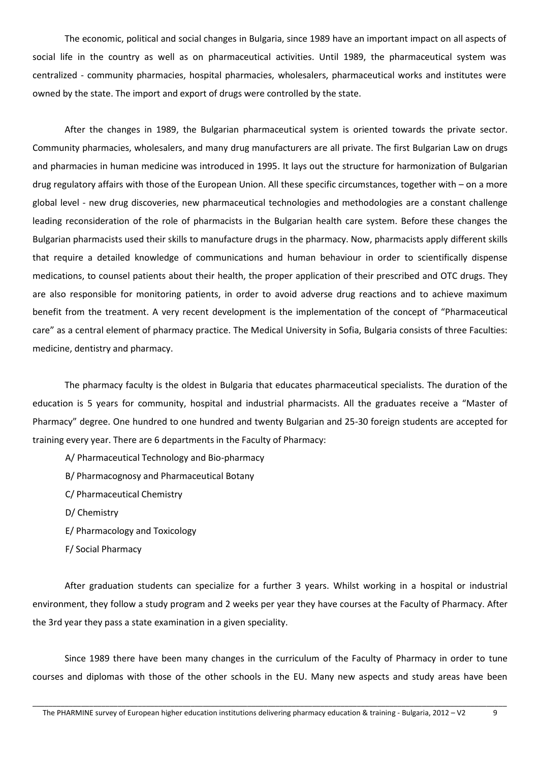The economic, political and social changes in Bulgaria, since 1989 have an important impact on all aspects of social life in the country as well as on pharmaceutical activities. Until 1989, the pharmaceutical system was centralized - community pharmacies, hospital pharmacies, wholesalers, pharmaceutical works and institutes were owned by the state. The import and export of drugs were controlled by the state.

After the changes in 1989, the Bulgarian pharmaceutical system is oriented towards the private sector. Community pharmacies, wholesalers, and many drug manufacturers are all private. The first Bulgarian Law on drugs and pharmacies in human medicine was introduced in 1995. It lays out the structure for harmonization of Bulgarian drug regulatory affairs with those of the European Union. All these specific circumstances, together with – on a more global level - new drug discoveries, new pharmaceutical technologies and methodologies are a constant challenge leading reconsideration of the role of pharmacists in the Bulgarian health care system. Before these changes the Bulgarian pharmacists used their skills to manufacture drugs in the pharmacy. Now, pharmacists apply different skills that require a detailed knowledge of communications and human behaviour in order to scientifically dispense medications, to counsel patients about their health, the proper application of their prescribed and OTC drugs. They are also responsible for monitoring patients, in order to avoid adverse drug reactions and to achieve maximum benefit from the treatment. A very recent development is the implementation of the concept of "Pharmaceutical care" as a central element of pharmacy practice. The Medical University in Sofia, Bulgaria consists of three Faculties: medicine, dentistry and pharmacy.

The pharmacy faculty is the oldest in Bulgaria that educates pharmaceutical specialists. The duration of the education is 5 years for community, hospital and industrial pharmacists. All the graduates receive a "Master of Pharmacy" degree. One hundred to one hundred and twenty Bulgarian and 25-30 foreign students are accepted for training every year. There are 6 departments in the Faculty of Pharmacy:

A/ Pharmaceutical Technology and Bio-pharmacy

B/ Pharmacognosy and Pharmaceutical Botany

C/ Pharmaceutical Chemistry

D/ Chemistry

E/ Pharmacology and Toxicology

F/ Social Pharmacy

After graduation students can specialize for a further 3 years. Whilst working in a hospital or industrial environment, they follow a study program and 2 weeks per year they have courses at the Faculty of Pharmacy. After the 3rd year they pass a state examination in a given speciality.

Since 1989 there have been many changes in the curriculum of the Faculty of Pharmacy in order to tune courses and diplomas with those of the other schools in the EU. Many new aspects and study areas have been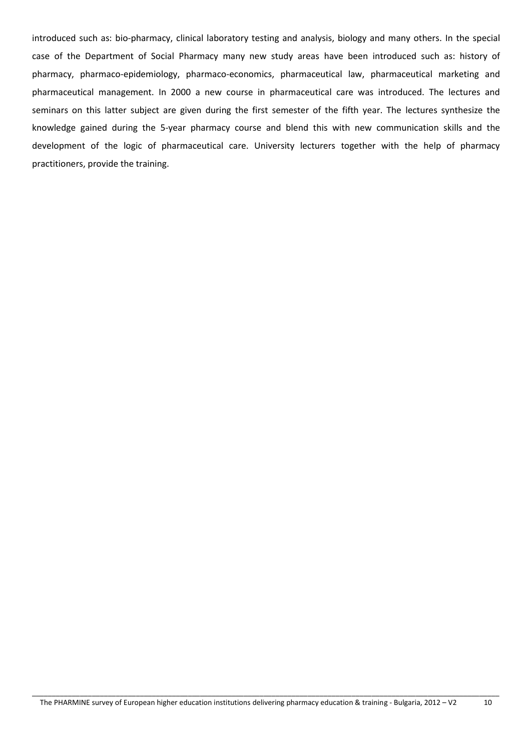introduced such as: bio-pharmacy, clinical laboratory testing and analysis, biology and many others. In the special case of the Department of Social Pharmacy many new study areas have been introduced such as: history of pharmacy, pharmaco-epidemiology, pharmaco-economics, pharmaceutical law, pharmaceutical marketing and pharmaceutical management. In 2000 a new course in pharmaceutical care was introduced. The lectures and seminars on this latter subject are given during the first semester of the fifth year. The lectures synthesize the knowledge gained during the 5-year pharmacy course and blend this with new communication skills and the development of the logic of pharmaceutical care. University lecturers together with the help of pharmacy practitioners, provide the training.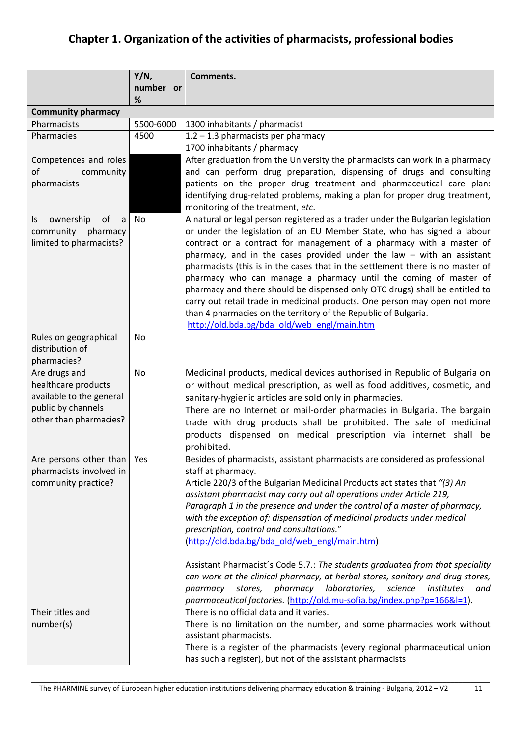# Chapter 1. Organization of the activities of pharmacists, professional bodies

| | Y/N, number or % | Comments. |
|---|---|---|
| **Community pharmacy** | | |
| Pharmacists | 5500-6000 | 1300 inhabitants / pharmacist |
| Pharmacies | 4500 | 1.2 – 1.3 pharmacists per pharmacy<br>1700 inhabitants / pharmacy |
| Competences and roles of community pharmacists | | After graduation from the University the pharmacists can work in a pharmacy and can perform drug preparation, dispensing of drugs and consulting patients on the proper drug treatment and pharmaceutical care plan: identifying drug-related problems, making a plan for proper drug treatment, monitoring of the treatment, *etc.* |
| Is ownership of a community pharmacy limited to pharmacists? | No | A natural or legal person registered as a trader under the Bulgarian legislation or under the legislation of an EU Member State, who has signed a labour contract or a contract for management of a pharmacy with a master of pharmacy, and in the cases provided under the law – with an assistant pharmacists (this is in the cases that in the settlement there is no master of pharmacy who can manage a pharmacy until the coming of master of pharmacy and there should be dispensed only OTC drugs) shall be entitled to carry out retail trade in medicinal products. One person may open not more than 4 pharmacies on the territory of the Republic of Bulgaria.<br>http://old.bda.bg/bda_old/web_engl/main.htm |
| Rules on geographical distribution of pharmacies? | No | |
| Are drugs and healthcare products available to the general public by channels other than pharmacies? | No | Medicinal products, medical devices authorised in Republic of Bulgaria on or without medical prescription, as well as food additives, cosmetic, and sanitary-hygienic articles are sold only in pharmacies.<br>There are no Internet or mail-order pharmacies in Bulgaria. The bargain trade with drug products shall be prohibited. The sale of medicinal products dispensed on medical prescription via internet shall be prohibited. |
| Are persons other than pharmacists involved in community practice? | Yes | Besides of pharmacists, assistant pharmacists are considered as professional staff at pharmacy.<br>Article 220/3 of the Bulgarian Medicinal Products act states that *"(3) An assistant pharmacist may carry out all operations under Article 219, Paragraph 1 in the presence and under the control of a master of pharmacy, with the exception of: dispensation of medicinal products under medical prescription, control and consultations."*<br>(http://old.bda.bg/bda_old/web_engl/main.htm)<br><br>Assistant Pharmacist´s Code 5.7.: *The students graduated from that speciality can work at the clinical pharmacy, at herbal stores, sanitary and drug stores, pharmacy stores, pharmacy laboratories, science institutes and pharmaceutical factories.* (http://old.mu-sofia.bg/index.php?p=166&l=1). |
| Their titles and number(s) | | There is no official data and it varies.<br>There is no limitation on the number, and some pharmacies work without assistant pharmacists.<br>There is a register of the pharmacists (every regional pharmaceutical union has such a register), but not of the assistant pharmacists |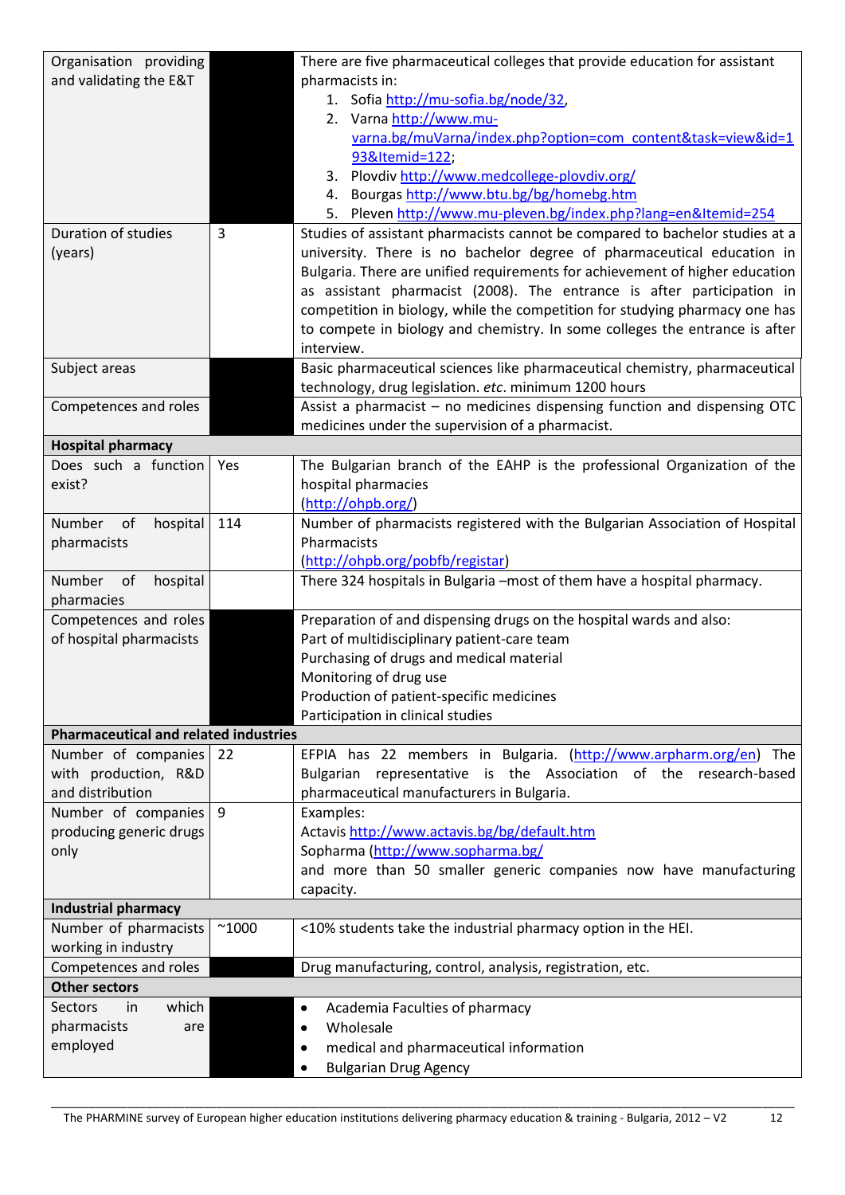| | | |
|---|---|---|
| Organisation providing and validating the E&T | | There are five pharmaceutical colleges that provide education for assistant pharmacists in:<br>1. Sofia http://mu-sofia.bg/node/32,<br>2. Varna http://www.mu-varna.bg/muVarna/index.php?option=com_content&task=view&id=193&Itemid=122;<br>3. Plovdiv http://www.medcollege-plovdiv.org/<br>4. Bourgas http://www.btu.bg/bg/homebg.htm<br>5. Pleven http://www.mu-pleven.bg/index.php?lang=en&Itemid=254 |
| Duration of studies (years) | 3 | Studies of assistant pharmacists cannot be compared to bachelor studies at a university. There is no bachelor degree of pharmaceutical education in Bulgaria. There are unified requirements for achievement of higher education as assistant pharmacist (2008). The entrance is after participation in competition in biology, while the competition for studying pharmacy one has to compete in biology and chemistry. In some colleges the entrance is after interview. |
| Subject areas | | Basic pharmaceutical sciences like pharmaceutical chemistry, pharmaceutical technology, drug legislation. *etc*. minimum 1200 hours |
| Competences and roles | | Assist a pharmacist – no medicines dispensing function and dispensing OTC medicines under the supervision of a pharmacist. |
| **Hospital pharmacy** | | |
| Does such a function exist? | Yes | The Bulgarian branch of the EAHP is the professional Organization of the hospital pharmacies (http://ohpb.org/) |
| Number of hospital pharmacists | 114 | Number of pharmacists registered with the Bulgarian Association of Hospital Pharmacists (http://ohpb.org/pobfb/registar) |
| Number of hospital pharmacies | | There 324 hospitals in Bulgaria –most of them have a hospital pharmacy. |
| Competences and roles of hospital pharmacists | | Preparation of and dispensing drugs on the hospital wards and also:<br>Part of multidisciplinary patient-care team<br>Purchasing of drugs and medical material<br>Monitoring of drug use<br>Production of patient-specific medicines<br>Participation in clinical studies |
| **Pharmaceutical and related industries** | | |
| Number of companies with production, R&D and distribution | 22 | EFPIA has 22 members in Bulgaria. (http://www.arpharm.org/en) The Bulgarian representative is the Association of the research-based pharmaceutical manufacturers in Bulgaria. |
| Number of companies producing generic drugs only | 9 | Examples:<br>Actavis http://www.actavis.bg/bg/default.htm<br>Sopharma (http://www.sopharma.bg/<br>and more than 50 smaller generic companies now have manufacturing capacity. |
| **Industrial pharmacy** | | |
| Number of pharmacists working in industry | ~1000 | <10% students take the industrial pharmacy option in the HEI. |
| Competences and roles | | Drug manufacturing, control, analysis, registration, etc. |
| **Other sectors** | | |
| Sectors in which pharmacists are employed | | • Academia Faculties of pharmacy<br>• Wholesale<br>• medical and pharmaceutical information<br>• Bulgarian Drug Agency |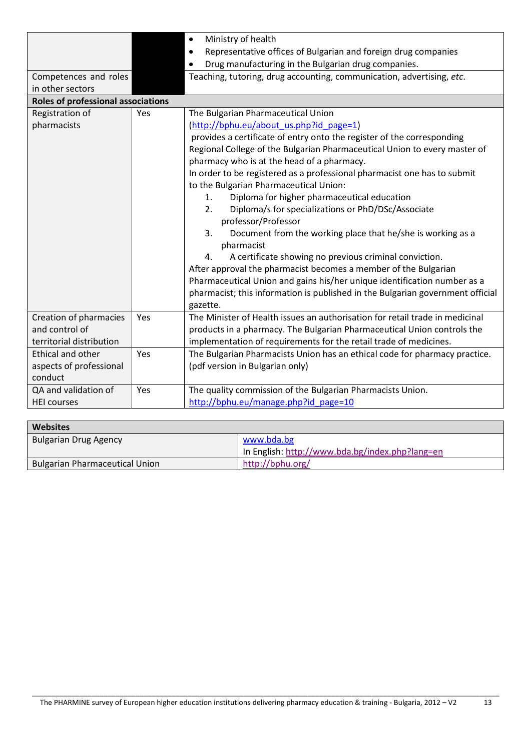| | | |
|---|---|---|
| | | • Ministry of health<br>• Representative offices of Bulgarian and foreign drug companies<br>• Drug manufacturing in the Bulgarian drug companies. |
| Competences and roles in other sectors | | Teaching, tutoring, drug accounting, communication, advertising, *etc*. |
| **Roles of professional associations** | | |
| Registration of pharmacists | Yes | The Bulgarian Pharmaceutical Union (http://bphu.eu/about_us.php?id_page=1) provides a certificate of entry onto the register of the corresponding Regional College of the Bulgarian Pharmaceutical Union to every master of pharmacy who is at the head of a pharmacy.<br>In order to be registered as a professional pharmacist one has to submit to the Bulgarian Pharmaceutical Union:<br>1. Diploma for higher pharmaceutical education<br>2. Diploma/s for specializations or PhD/DSc/Associate professor/Professor<br>3. Document from the working place that he/she is working as a pharmacist<br>4. A certificate showing no previous criminal conviction.<br>After approval the pharmacist becomes a member of the Bulgarian Pharmaceutical Union and gains his/her unique identification number as a pharmacist; this information is published in the Bulgarian government official gazette. |
| Creation of pharmacies and control of territorial distribution | Yes | The Minister of Health issues an authorisation for retail trade in medicinal products in a pharmacy. The Bulgarian Pharmaceutical Union controls the implementation of requirements for the retail trade of medicines. |
| Ethical and other aspects of professional conduct | Yes | The Bulgarian Pharmacists Union has an ethical code for pharmacy practice. (pdf version in Bulgarian only) |
| QA and validation of HEI courses | Yes | The quality commission of the Bulgarian Pharmacists Union. http://bphu.eu/manage.php?id_page=10 |

| **Websites** | |
|---|---|
| Bulgarian Drug Agency | www.bda.bg<br>In English: http://www.bda.bg/index.php?lang=en |
| Bulgarian Pharmaceutical Union | http://bphu.org/ |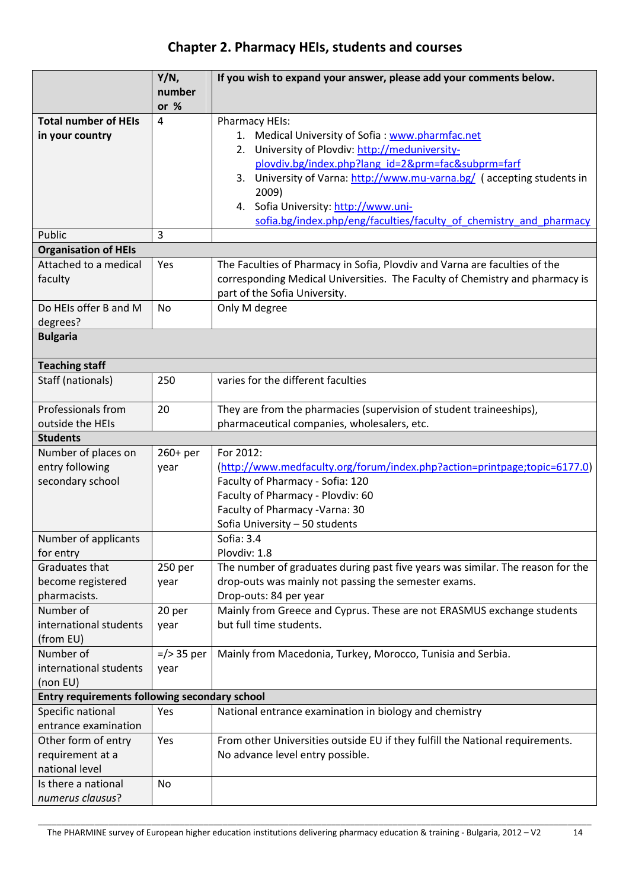## Chapter 2. Pharmacy HEIs, students and courses

| | Y/N, number or % | If you wish to expand your answer, please add your comments below. |
|---|---|---|
| **Total number of HEIs in your country** | 4 | Pharmacy HEIs:<br>1. Medical University of Sofia : www.pharmfac.net<br>2. University of Plovdiv: http://meduniversity-plovdiv.bg/index.php?lang_id=2&prm=fac&subprm=farf<br>3. University of Varna: http://www.mu-varna.bg/ ( accepting students in 2009)<br>4. Sofia University: http://www.uni-sofia.bg/index.php/eng/faculties/faculty_of_chemistry_and_pharmacy |
| Public | 3 | |
| **Organisation of HEIs** | | |
| Attached to a medical faculty | Yes | The Faculties of Pharmacy in Sofia, Plovdiv and Varna are faculties of the corresponding Medical Universities. The Faculty of Chemistry and pharmacy is part of the Sofia University. |
| Do HEIs offer B and M degrees? | No | Only M degree |
| **Bulgaria** | | |
| **Teaching staff** | | |
| Staff (nationals) | 250 | varies for the different faculties |
| Professionals from outside the HEIs | 20 | They are from the pharmacies (supervision of student traineeships), pharmaceutical companies, wholesalers, etc. |
| **Students** | | |
| Number of places on entry following secondary school | 260+ per year | For 2012:<br>(http://www.medfaculty.org/forum/index.php?action=printpage;topic=6177.0)<br>Faculty of Pharmacy - Sofia: 120<br>Faculty of Pharmacy - Plovdiv: 60<br>Faculty of Pharmacy -Varna: 30<br>Sofia University – 50 students |
| Number of applicants for entry | | Sofia: 3.4<br>Plovdiv: 1.8 |
| Graduates that become registered pharmacists. | 250 per year | The number of graduates during past five years was similar. The reason for the drop-outs was mainly not passing the semester exams.<br>Drop-outs: 84 per year |
| Number of international students (from EU) | 20 per year | Mainly from Greece and Cyprus. These are not ERASMUS exchange students but full time students. |
| Number of international students (non EU) | =/> 35 per year | Mainly from Macedonia, Turkey, Morocco, Tunisia and Serbia. |
| **Entry requirements following secondary school** | | |
| Specific national entrance examination | Yes | National entrance examination in biology and chemistry |
| Other form of entry requirement at a national level | Yes | From other Universities outside EU if they fulfill the National requirements.<br>No advance level entry possible. |
| Is there a national *numerus clausus*? | No | |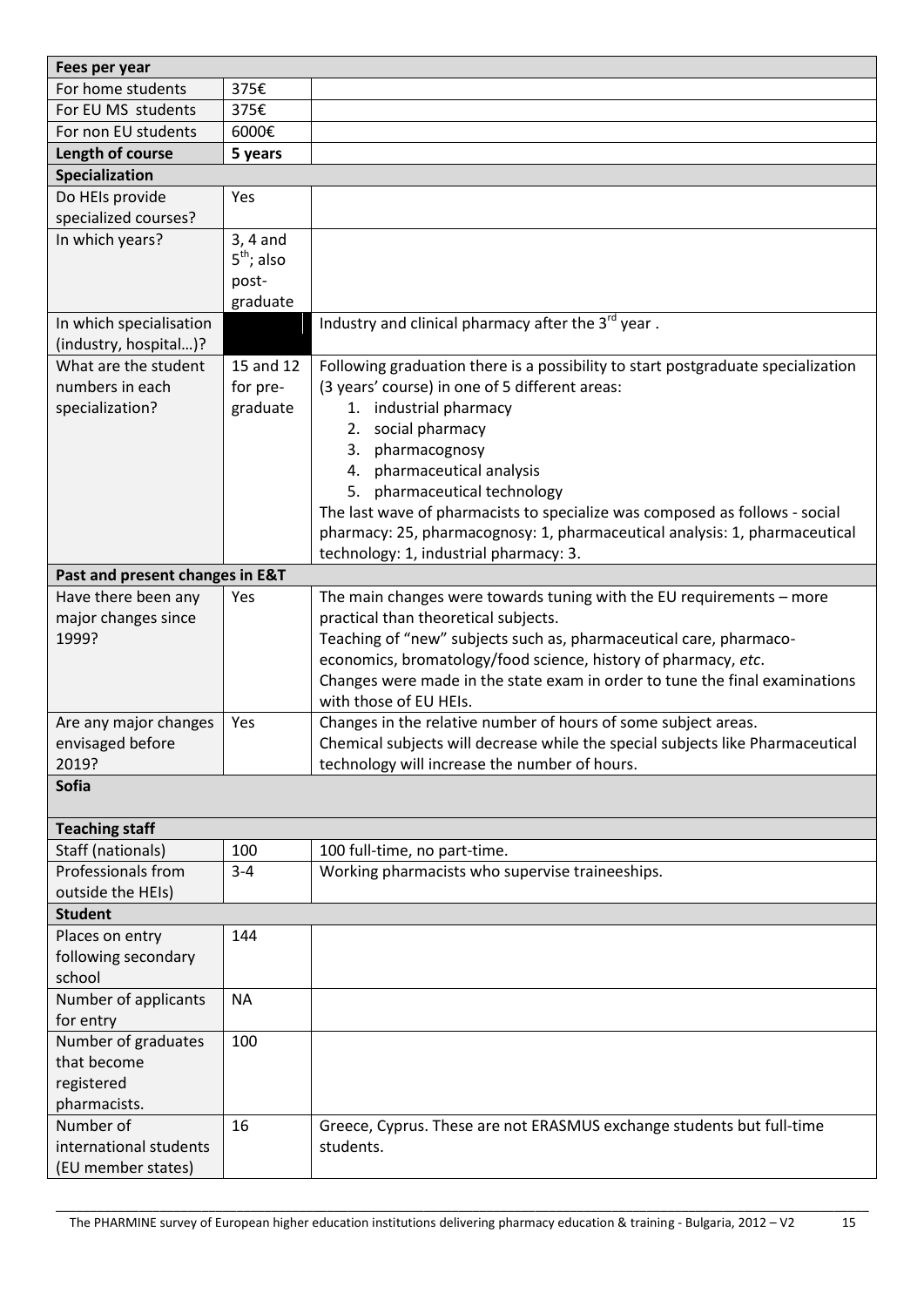| Fees per year | | |
|---|---|---|
| For home students | 375€ | |
| For EU MS students | 375€ | |
| For non EU students | 6000€ | |
| **Length of course** | **5 years** | |
| **Specialization** | | |
| Do HEIs provide specialized courses? | Yes | |
| In which years? | 3, 4 and 5th; also post-graduate | |
| In which specialisation (industry, hospital…)? | | Industry and clinical pharmacy after the 3rd year . |
| What are the student numbers in each specialization? | 15 and 12 for pre-graduate | Following graduation there is a possibility to start postgraduate specialization (3 years' course) in one of 5 different areas: 1. industrial pharmacy 2. social pharmacy 3. pharmacognosy 4. pharmaceutical analysis 5. pharmaceutical technology The last wave of pharmacists to specialize was composed as follows - social pharmacy: 25, pharmacognosy: 1, pharmaceutical analysis: 1, pharmaceutical technology: 1, industrial pharmacy: 3. |
| **Past and present changes in E&T** | | |
| Have there been any major changes since 1999? | Yes | The main changes were towards tuning with the EU requirements – more practical than theoretical subjects. Teaching of "new" subjects such as, pharmaceutical care, pharmaco-economics, bromatology/food science, history of pharmacy, *etc*. Changes were made in the state exam in order to tune the final examinations with those of EU HEIs. |
| Are any major changes envisaged before 2019? | Yes | Changes in the relative number of hours of some subject areas. Chemical subjects will decrease while the special subjects like Pharmaceutical technology will increase the number of hours. |

**Sofia**

| Teaching staff | | |
|---|---|---|
| Staff (nationals) | 100 | 100 full-time, no part-time. |
| Professionals from outside the HEIs) | 3-4 | Working pharmacists who supervise traineeships. |
| **Student** | | |
| Places on entry following secondary school | 144 | |
| Number of applicants for entry | NA | |
| Number of graduates that become registered pharmacists. | 100 | |
| Number of international students (EU member states) | 16 | Greece, Cyprus. These are not ERASMUS exchange students but full-time students. |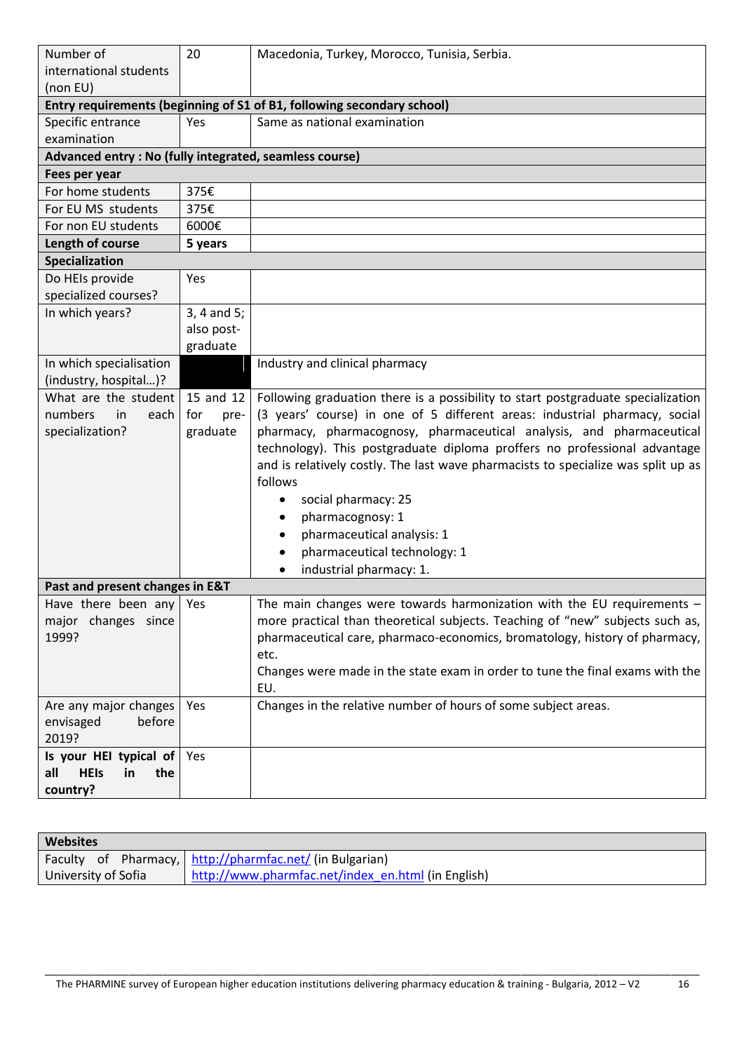| | | |
|---|---|---|
| Number of international students (non EU) | 20 | Macedonia, Turkey, Morocco, Tunisia, Serbia. |
| **Entry requirements (beginning of S1 of B1, following secondary school)** | | |
| Specific entrance examination | Yes | Same as national examination |
| **Advanced entry : No (fully integrated, seamless course)** | | |
| **Fees per year** | | |
| For home students | 375€ | |
| For EU MS students | 375€ | |
| For non EU students | 6000€ | |
| **Length of course** | **5 years** | |
| **Specialization** | | |
| Do HEIs provide specialized courses? | Yes | |
| In which years? | 3, 4 and 5; also post-graduate | |
| In which specialisation (industry, hospital…)? | | Industry and clinical pharmacy |
| What are the student numbers in each specialization? | 15 and 12 for pre-graduate | Following graduation there is a possibility to start postgraduate specialization (3 years' course) in one of 5 different areas: industrial pharmacy, social pharmacy, pharmacognosy, pharmaceutical analysis, and pharmaceutical technology). This postgraduate diploma proffers no professional advantage and is relatively costly. The last wave pharmacists to specialize was split up as follows<br>• social pharmacy: 25<br>• pharmacognosy: 1<br>• pharmaceutical analysis: 1<br>• pharmaceutical technology: 1<br>• industrial pharmacy: 1. |
| **Past and present changes in E&T** | | |
| Have there been any major changes since 1999? | Yes | The main changes were towards harmonization with the EU requirements – more practical than theoretical subjects. Teaching of "new" subjects such as, pharmaceutical care, pharmaco-economics, bromatology, history of pharmacy, etc.<br>Changes were made in the state exam in order to tune the final exams with the EU. |
| Are any major changes envisaged before 2019? | Yes | Changes in the relative number of hours of some subject areas. |
| **Is your HEI typical of all HEIs in the country?** | Yes | |

| **Websites** | |
|---|---|
| Faculty of Pharmacy, University of Sofia | http://pharmfac.net/ (in Bulgarian)<br>http://www.pharmfac.net/index_en.html (in English) |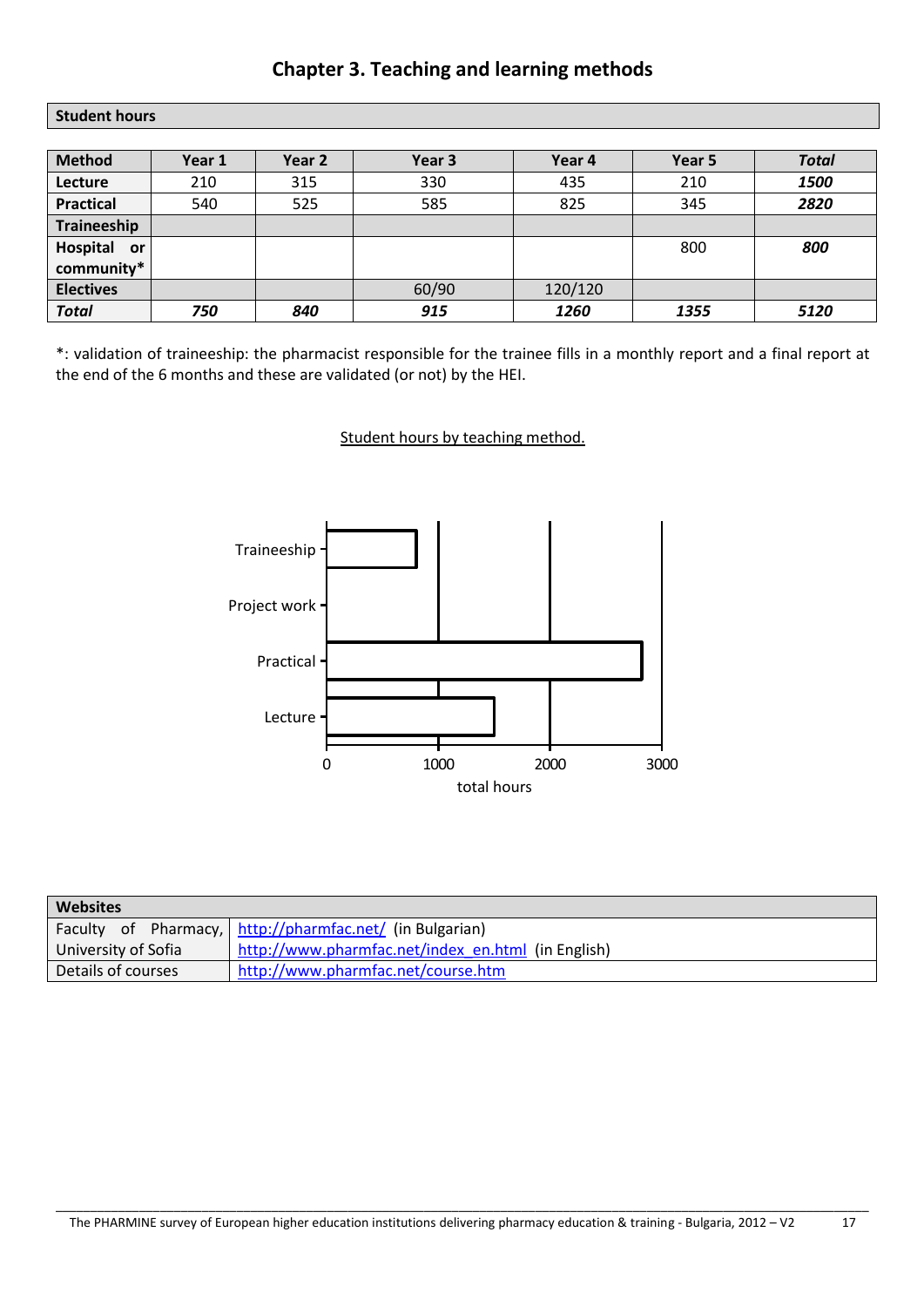## Chapter 3. Teaching and learning methods

**Student hours**

| Method | Year 1 | Year 2 | Year 3 | Year 4 | Year 5 | *Total* |
|---|---|---|---|---|---|---|
| **Lecture** | 210 | 315 | 330 | 435 | 210 | ***1500*** |
| **Practical** | 540 | 525 | 585 | 825 | 345 | ***2820*** |
| **Traineeship** | | | | | | |
| **Hospital or community*** | | | | | 800 | ***800*** |
| **Electives** | | | 60/90 | 120/120 | | |
| ***Total*** | ***750*** | ***840*** | ***915*** | ***1260*** | ***1355*** | ***5120*** |

*: validation of traineeship: the pharmacist responsible for the trainee fills in a monthly report and a final report at the end of the 6 months and these are validated (or not) by the HEI.

Student hours by teaching method.

| Websites | |
|---|---|
| Faculty of Pharmacy, University of Sofia | http://pharmfac.net/ (in Bulgarian) http://www.pharmfac.net/index_en.html (in English) |
| Details of courses | http://www.pharmfac.net/course.htm |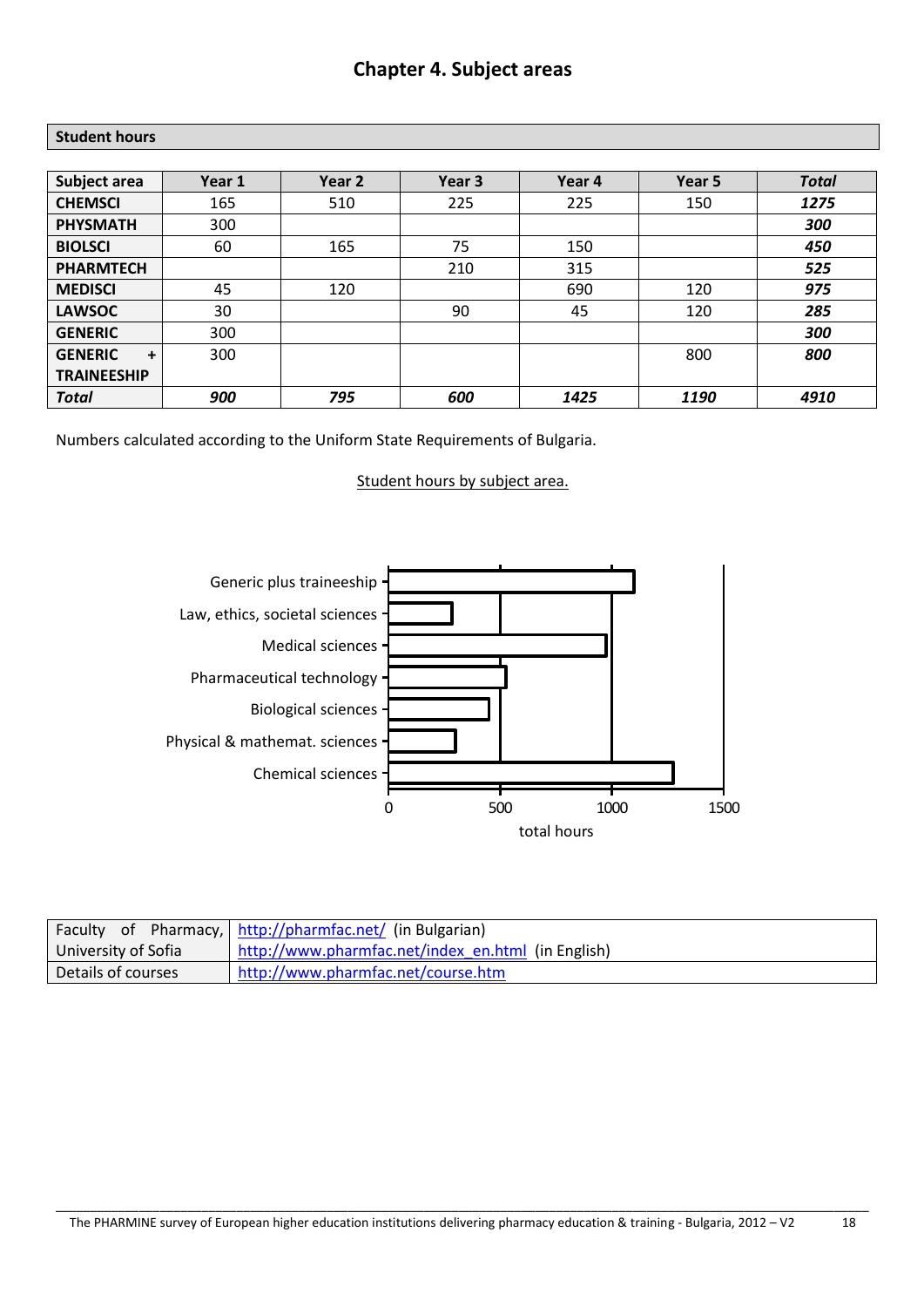# Chapter 4. Subject areas

**Student hours**

| Subject area | Year 1 | Year 2 | Year 3 | Year 4 | Year 5 | *Total* |
|---|---|---|---|---|---|---|
| **CHEMSCI** | 165 | 510 | 225 | 225 | 150 | ***1275*** |
| **PHYSMATH** | 300 | | | | | ***300*** |
| **BIOLSCI** | 60 | 165 | 75 | 150 | | ***450*** |
| **PHARMTECH** | | | 210 | 315 | | ***525*** |
| **MEDISCI** | 45 | 120 | | 690 | 120 | ***975*** |
| **LAWSOC** | 30 | | 90 | 45 | 120 | ***285*** |
| **GENERIC** | 300 | | | | | ***300*** |
| **GENERIC + TRAINEESHIP** | 300 | | | | 800 | ***800*** |
| ***Total*** | ***900*** | ***795*** | ***600*** | ***1425*** | ***1190*** | ***4910*** |

Numbers calculated according to the Uniform State Requirements of Bulgaria.

Student hours by subject area.

| Faculty of Pharmacy, University of Sofia | http://pharmfac.net/ (in Bulgarian)<br>http://www.pharmfac.net/index_en.html (in English) |
|---|---|
| Details of courses | http://www.pharmfac.net/course.htm |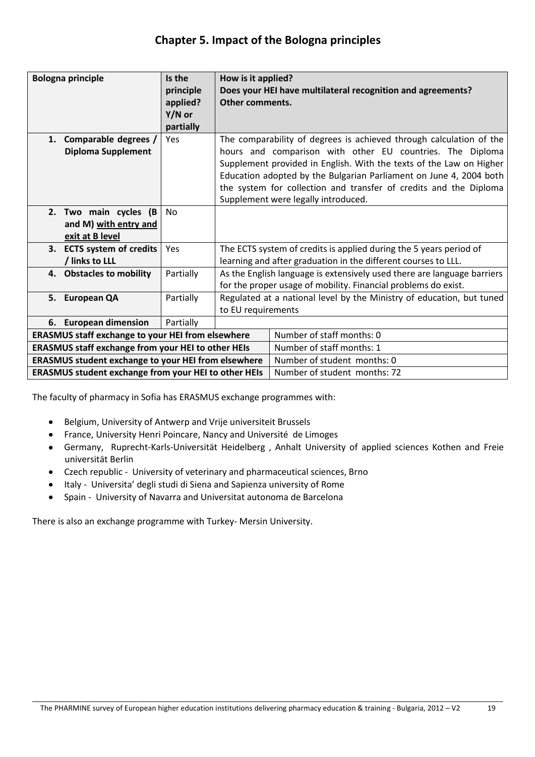# Chapter 5. Impact of the Bologna principles

| Bologna principle | Is the principle applied? Y/N or partially | How is it applied? Does your HEI have multilateral recognition and agreements? Other comments. |
|---|---|---|
| 1. Comparable degrees / Diploma Supplement | Yes | The comparability of degrees is achieved through calculation of the hours and comparison with other EU countries. The Diploma Supplement provided in English. With the texts of the Law on Higher Education adopted by the Bulgarian Parliament on June 4, 2004 both the system for collection and transfer of credits and the Diploma Supplement were legally introduced. |
| 2. Two main cycles (B and M) with entry and exit at B level | No | |
| 3. ECTS system of credits / links to LLL | Yes | The ECTS system of credits is applied during the 5 years period of learning and after graduation in the different courses to LLL. |
| 4. Obstacles to mobility | Partially | As the English language is extensively used there are language barriers for the proper usage of mobility. Financial problems do exist. |
| 5. European QA | Partially | Regulated at a national level by the Ministry of education, but tuned to EU requirements |
| 6. European dimension | Partially | |
| **ERASMUS staff exchange to your HEI from elsewhere** | | Number of staff months: 0 |
| **ERASMUS staff exchange from your HEI to other HEIs** | | Number of staff months: 1 |
| **ERASMUS student exchange to your HEI from elsewhere** | | Number of student months: 0 |
| **ERASMUS student exchange from your HEI to other HEIs** | | Number of student months: 72 |

The faculty of pharmacy in Sofia has ERASMUS exchange programmes with:

- Belgium, University of Antwerp and Vrije universiteit Brussels
- France, University Henri Poincare, Nancy and Université de Limoges
- Germany, Ruprecht-Karls-Universität Heidelberg , Anhalt University of applied sciences Kothen and Freie universität Berlin
- Czech republic - University of veterinary and pharmaceutical sciences, Brno
- Italy - Universita' degli studi di Siena and Sapienza university of Rome
- Spain - University of Navarra and Universitat autonoma de Barcelona

There is also an exchange programme with Turkey- Mersin University.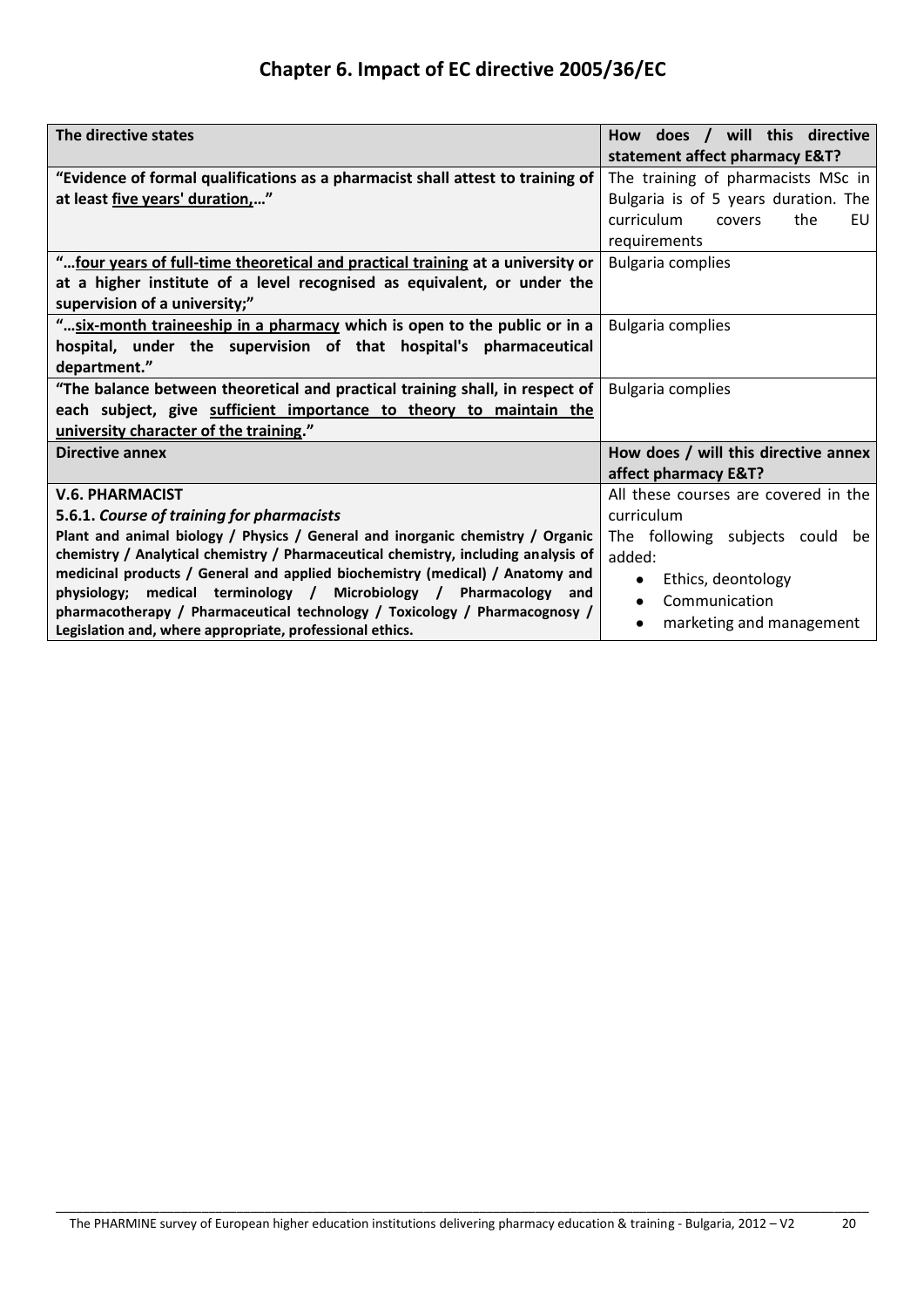# Chapter 6. Impact of EC directive 2005/36/EC

| The directive states | How does / will this directive statement affect pharmacy E&T? |
|---|---|
| **"Evidence of formal qualifications as a pharmacist shall attest to training of at least <u>five years' duration</u>,…"** | The training of pharmacists MSc in Bulgaria is of 5 years duration. The curriculum covers the EU requirements |
| **"…<u>four years of full-time theoretical and practical training</u> at a university or at a higher institute of a level recognised as equivalent, or under the supervision of a university;"** | Bulgaria complies |
| **"…<u>six-month traineeship in a pharmacy</u> which is open to the public or in a hospital, under the supervision of that hospital's pharmaceutical department."** | Bulgaria complies |
| **"The balance between theoretical and practical training shall, in respect of each subject, give <u>sufficient importance to theory to maintain the university character of the training</u>."** | Bulgaria complies |
| **Directive annex** | **How does / will this directive annex affect pharmacy E&T?** |
| **V.6. PHARMACIST**<br>**5.6.1. *Course of training for pharmacists***<br>**Plant and animal biology / Physics / General and inorganic chemistry / Organic chemistry / Analytical chemistry / Pharmaceutical chemistry, including analysis of medicinal products / General and applied biochemistry (medical) / Anatomy and physiology; medical terminology / Microbiology / Pharmacology and pharmacotherapy / Pharmaceutical technology / Toxicology / Pharmacognosy / Legislation and, where appropriate, professional ethics.** | All these courses are covered in the curriculum<br>The following subjects could be added:<br>• Ethics, deontology<br>• Communication<br>• marketing and management |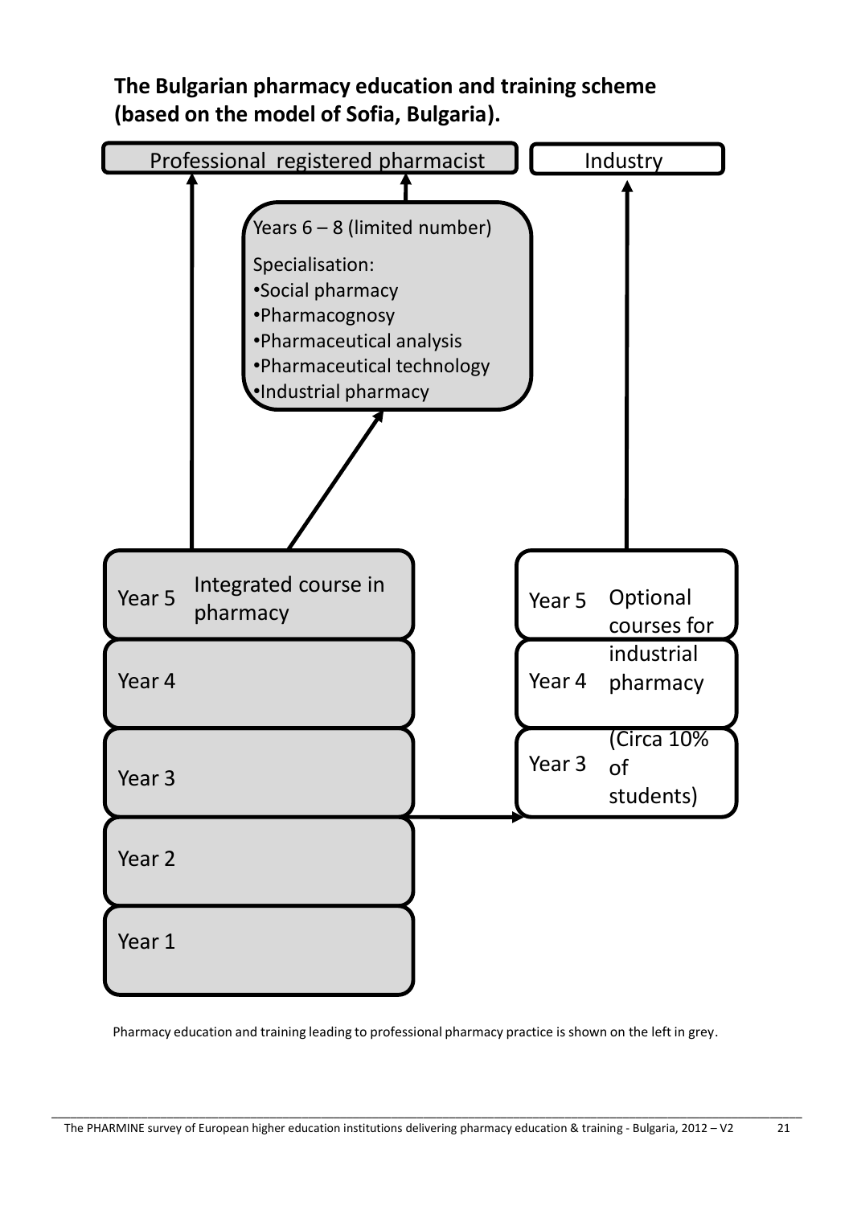**The Bulgarian pharmacy education and training scheme (based on the model of Sofia, Bulgaria).**

Professional registered pharmacist

Industry

Years 6 – 8 (limited number)

Specialisation:

- Social pharmacy
- Pharmacognosy
- Pharmaceutical analysis
- Pharmaceutical technology
- Industrial pharmacy

Year 5 Integrated course in pharmacy

Year 4

Year 3

Year 2

Year 1

Year 5
Year 4
Year 3

Optional courses for industrial pharmacy (Circa 10% of students)

Pharmacy education and training leading to professional pharmacy practice is shown on the left in grey.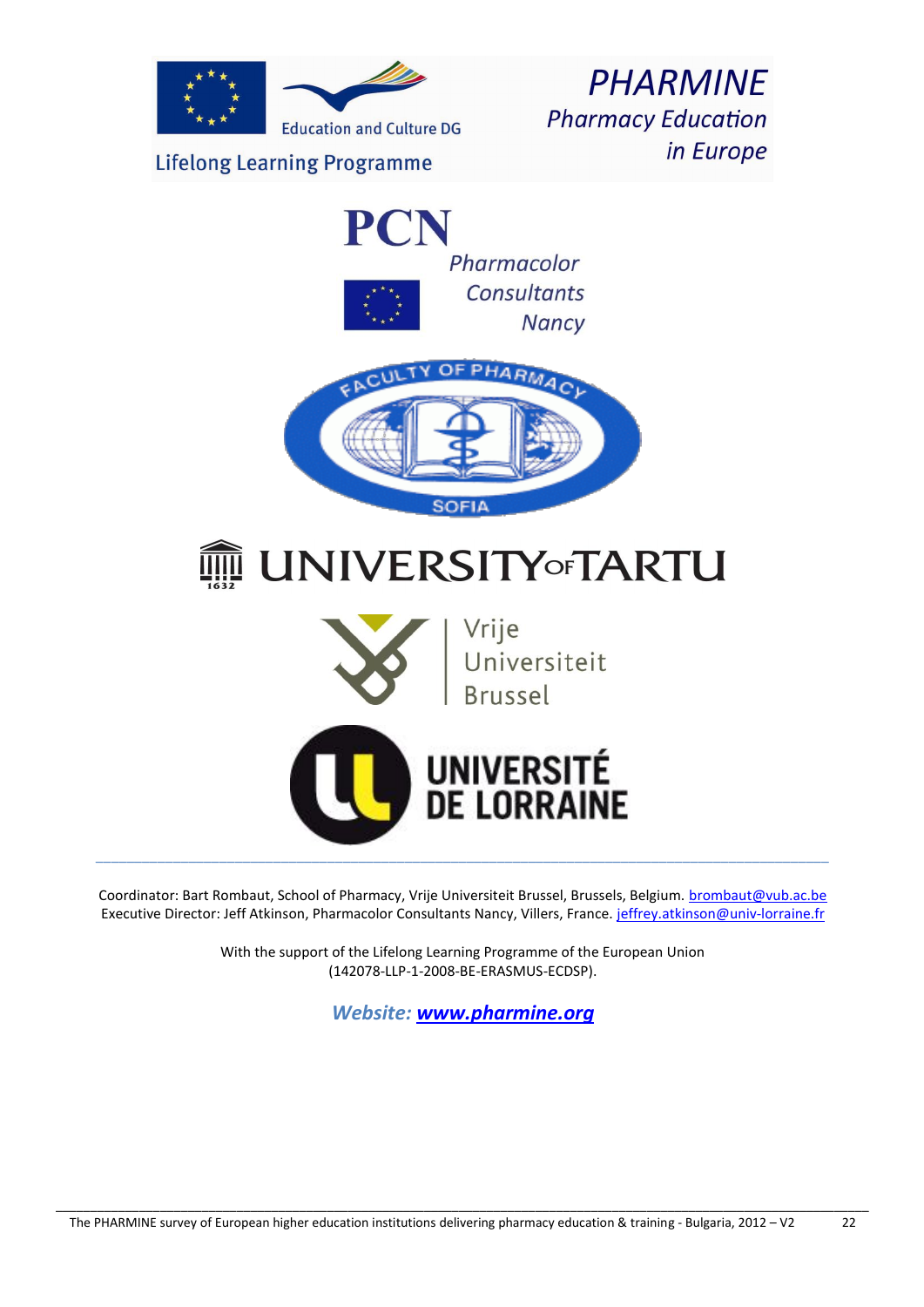Education and Culture DG

Lifelong Learning Programme

*PHARMINE*

*Pharmacy Education in Europe*

**PCN**

*Pharmacolor Consultants Nancy*

FACULTY OF PHARMACY SOFIA

UNIVERSITY OF TARTU

Vrije Universiteit Brussel

UNIVERSITÉ DE LORRAINE

---

Coordinator: Bart Rombaut, School of Pharmacy, Vrije Universiteit Brussel, Brussels, Belgium. brombaut@vub.ac.be
Executive Director: Jeff Atkinson, Pharmacolor Consultants Nancy, Villers, France. jeffrey.atkinson@univ-lorraine.fr

With the support of the Lifelong Learning Programme of the European Union (142078-LLP-1-2008-BE-ERASMUS-ECDSP).

***Website: www.pharmine.org***